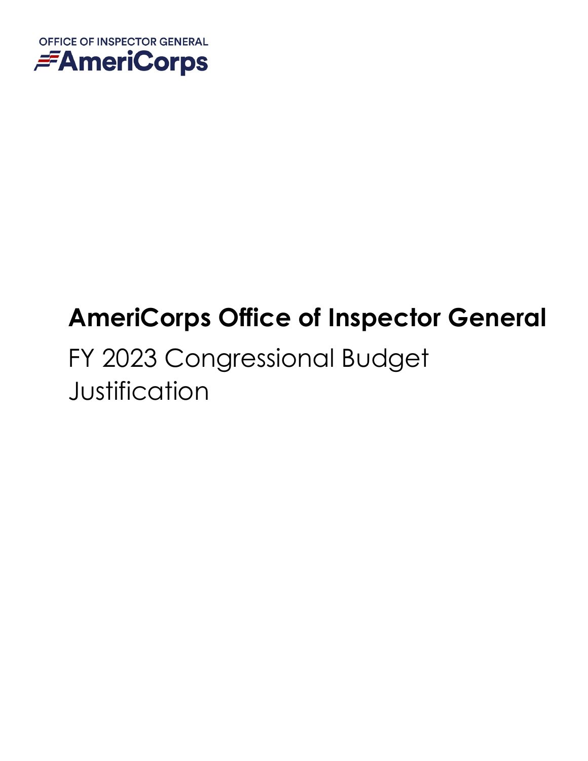OFFICE OF INSPECTOR GENERAL
AmeriCorps

# AmeriCorps Office of Inspector General

FY 2023 Congressional Budget Justification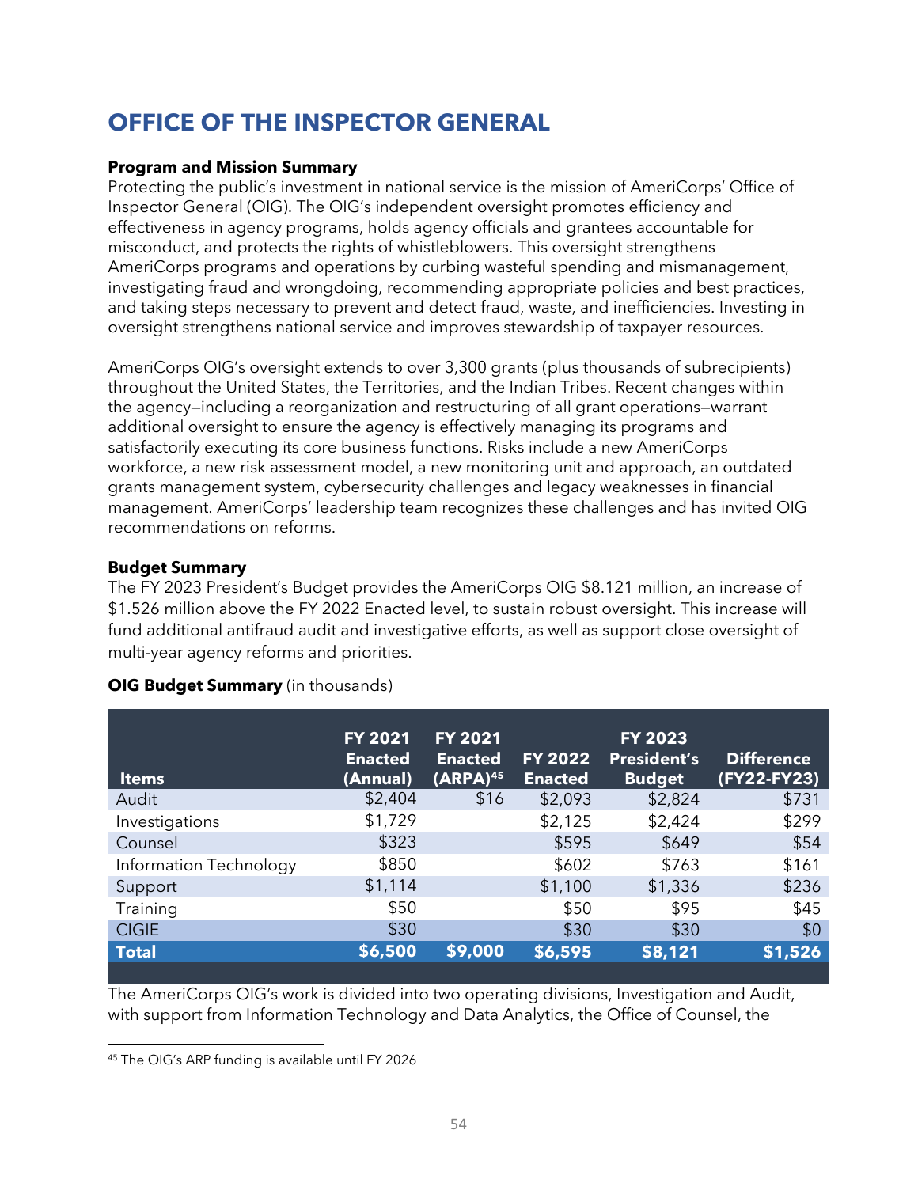# OFFICE OF THE INSPECTOR GENERAL

**Program and Mission Summary**

Protecting the public's investment in national service is the mission of AmeriCorps' Office of Inspector General (OIG). The OIG's independent oversight promotes efficiency and effectiveness in agency programs, holds agency officials and grantees accountable for misconduct, and protects the rights of whistleblowers. This oversight strengthens AmeriCorps programs and operations by curbing wasteful spending and mismanagement, investigating fraud and wrongdoing, recommending appropriate policies and best practices, and taking steps necessary to prevent and detect fraud, waste, and inefficiencies. Investing in oversight strengthens national service and improves stewardship of taxpayer resources.

AmeriCorps OIG's oversight extends to over 3,300 grants (plus thousands of subrecipients) throughout the United States, the Territories, and the Indian Tribes. Recent changes within the agency—including a reorganization and restructuring of all grant operations—warrant additional oversight to ensure the agency is effectively managing its programs and satisfactorily executing its core business functions. Risks include a new AmeriCorps workforce, a new risk assessment model, a new monitoring unit and approach, an outdated grants management system, cybersecurity challenges and legacy weaknesses in financial management. AmeriCorps' leadership team recognizes these challenges and has invited OIG recommendations on reforms.

**Budget Summary**

The FY 2023 President's Budget provides the AmeriCorps OIG $8.121 million, an increase of $1.526 million above the FY 2022 Enacted level, to sustain robust oversight. This increase will fund additional antifraud audit and investigative efforts, as well as support close oversight of multi-year agency reforms and priorities.

**OIG Budget Summary** (in thousands)

| Items | FY 2021 Enacted (Annual) | FY 2021 Enacted (ARPA)[45] | FY 2022 Enacted | FY 2023 President's Budget | Difference (FY22-FY23) |
|---|---|---|---|---|---|
| Audit | $2,404 | $16 | $2,093 | $2,824 | $731 |
| Investigations | $1,729 | | $2,125 | $2,424 | $299 |
| Counsel | $323 | | $595 | $649 | $54 |
| Information Technology | $850 | | $602 | $763 | $161 |
| Support | $1,114 | | $1,100 | $1,336 | $236 |
| Training | $50 | | $50 | $95 | $45 |
| CIGIE | $30 | | $30 | $30 | $0 |
| **Total** | **$6,500** | **$9,000** | **$6,595** | **$8,121** | **$1,526** |

The AmeriCorps OIG's work is divided into two operating divisions, Investigation and Audit, with support from Information Technology and Data Analytics, the Office of Counsel, the

[45] The OIG's ARP funding is available until FY 2026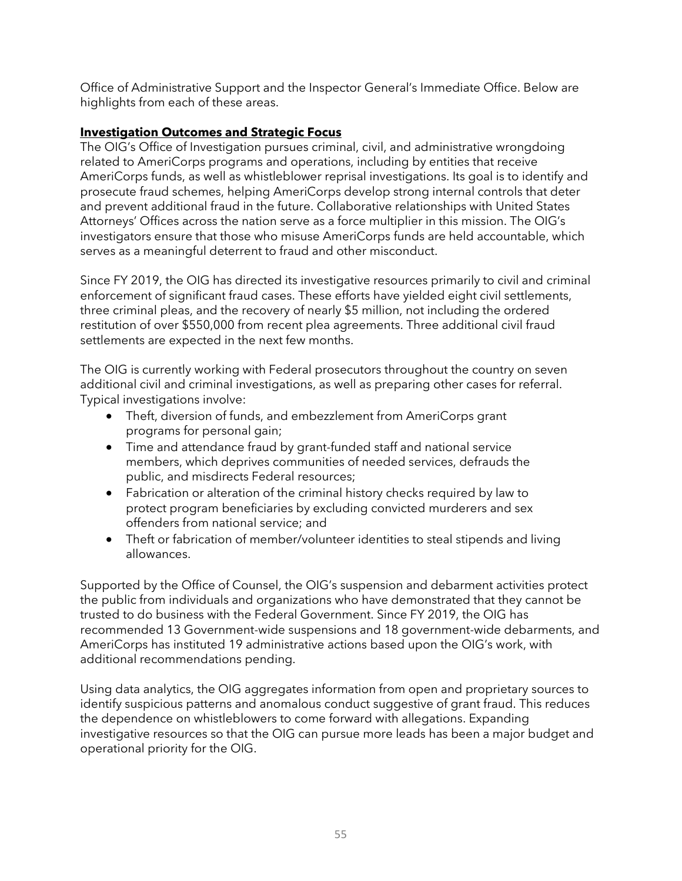Office of Administrative Support and the Inspector General's Immediate Office. Below are highlights from each of these areas.

## Investigation Outcomes and Strategic Focus

The OIG's Office of Investigation pursues criminal, civil, and administrative wrongdoing related to AmeriCorps programs and operations, including by entities that receive AmeriCorps funds, as well as whistleblower reprisal investigations. Its goal is to identify and prosecute fraud schemes, helping AmeriCorps develop strong internal controls that deter and prevent additional fraud in the future. Collaborative relationships with United States Attorneys' Offices across the nation serve as a force multiplier in this mission. The OIG's investigators ensure that those who misuse AmeriCorps funds are held accountable, which serves as a meaningful deterrent to fraud and other misconduct.

Since FY 2019, the OIG has directed its investigative resources primarily to civil and criminal enforcement of significant fraud cases. These efforts have yielded eight civil settlements, three criminal pleas, and the recovery of nearly $5 million, not including the ordered restitution of over $550,000 from recent plea agreements. Three additional civil fraud settlements are expected in the next few months.

The OIG is currently working with Federal prosecutors throughout the country on seven additional civil and criminal investigations, as well as preparing other cases for referral. Typical investigations involve:

- Theft, diversion of funds, and embezzlement from AmeriCorps grant programs for personal gain;
- Time and attendance fraud by grant-funded staff and national service members, which deprives communities of needed services, defrauds the public, and misdirects Federal resources;
- Fabrication or alteration of the criminal history checks required by law to protect program beneficiaries by excluding convicted murderers and sex offenders from national service; and
- Theft or fabrication of member/volunteer identities to steal stipends and living allowances.

Supported by the Office of Counsel, the OIG's suspension and debarment activities protect the public from individuals and organizations who have demonstrated that they cannot be trusted to do business with the Federal Government. Since FY 2019, the OIG has recommended 13 Government-wide suspensions and 18 government-wide debarments, and AmeriCorps has instituted 19 administrative actions based upon the OIG's work, with additional recommendations pending.

Using data analytics, the OIG aggregates information from open and proprietary sources to identify suspicious patterns and anomalous conduct suggestive of grant fraud. This reduces the dependence on whistleblowers to come forward with allegations. Expanding investigative resources so that the OIG can pursue more leads has been a major budget and operational priority for the OIG.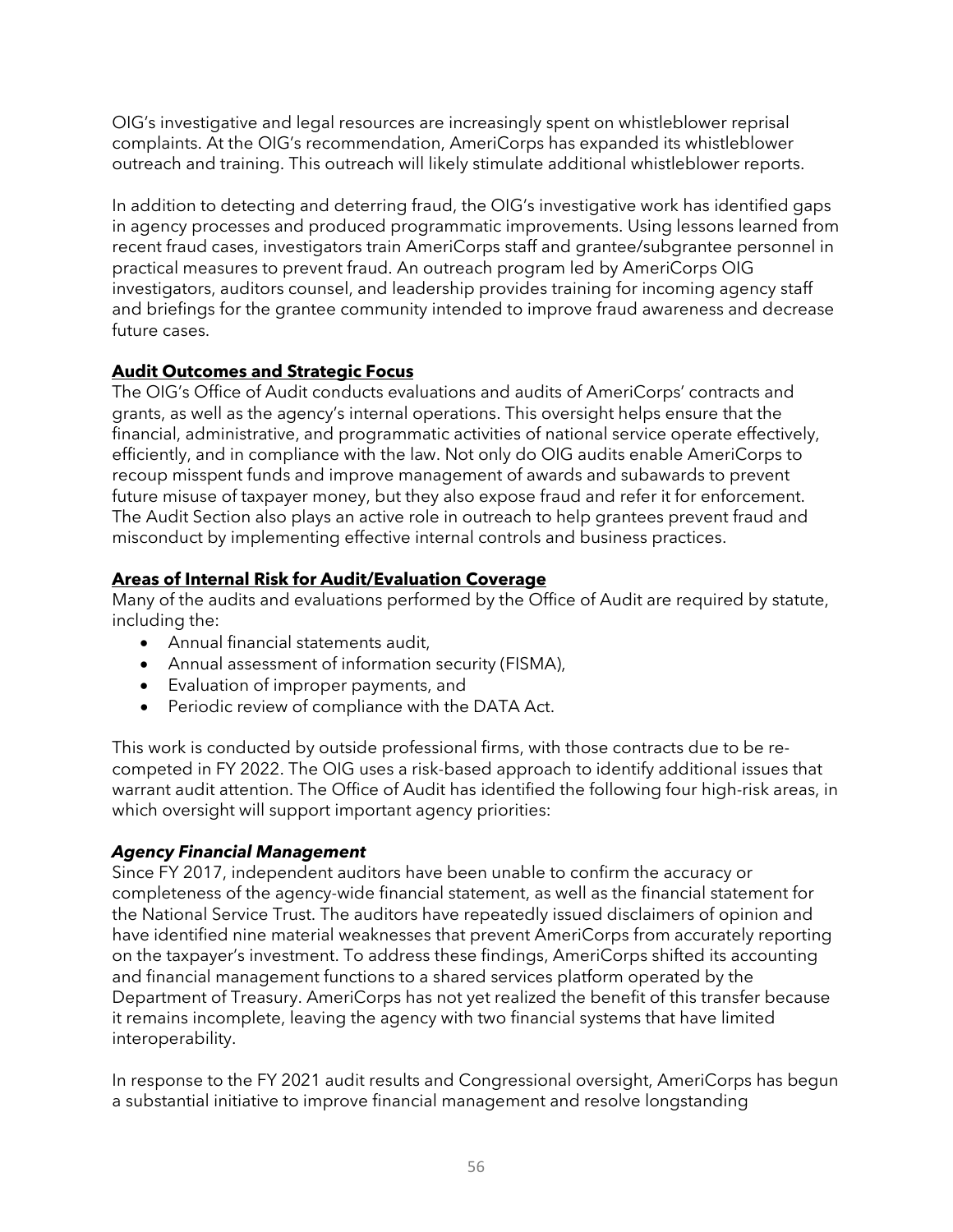OIG's investigative and legal resources are increasingly spent on whistleblower reprisal complaints. At the OIG's recommendation, AmeriCorps has expanded its whistleblower outreach and training. This outreach will likely stimulate additional whistleblower reports.

In addition to detecting and deterring fraud, the OIG's investigative work has identified gaps in agency processes and produced programmatic improvements. Using lessons learned from recent fraud cases, investigators train AmeriCorps staff and grantee/subgrantee personnel in practical measures to prevent fraud. An outreach program led by AmeriCorps OIG investigators, auditors counsel, and leadership provides training for incoming agency staff and briefings for the grantee community intended to improve fraud awareness and decrease future cases.

**Audit Outcomes and Strategic Focus**

The OIG's Office of Audit conducts evaluations and audits of AmeriCorps' contracts and grants, as well as the agency's internal operations. This oversight helps ensure that the financial, administrative, and programmatic activities of national service operate effectively, efficiently, and in compliance with the law. Not only do OIG audits enable AmeriCorps to recoup misspent funds and improve management of awards and subawards to prevent future misuse of taxpayer money, but they also expose fraud and refer it for enforcement. The Audit Section also plays an active role in outreach to help grantees prevent fraud and misconduct by implementing effective internal controls and business practices.

**Areas of Internal Risk for Audit/Evaluation Coverage**

Many of the audits and evaluations performed by the Office of Audit are required by statute, including the:

- Annual financial statements audit,
- Annual assessment of information security (FISMA),
- Evaluation of improper payments, and
- Periodic review of compliance with the DATA Act.

This work is conducted by outside professional firms, with those contracts due to be re-competed in FY 2022. The OIG uses a risk-based approach to identify additional issues that warrant audit attention. The Office of Audit has identified the following four high-risk areas, in which oversight will support important agency priorities:

***Agency Financial Management***

Since FY 2017, independent auditors have been unable to confirm the accuracy or completeness of the agency-wide financial statement, as well as the financial statement for the National Service Trust. The auditors have repeatedly issued disclaimers of opinion and have identified nine material weaknesses that prevent AmeriCorps from accurately reporting on the taxpayer's investment. To address these findings, AmeriCorps shifted its accounting and financial management functions to a shared services platform operated by the Department of Treasury. AmeriCorps has not yet realized the benefit of this transfer because it remains incomplete, leaving the agency with two financial systems that have limited interoperability.

In response to the FY 2021 audit results and Congressional oversight, AmeriCorps has begun a substantial initiative to improve financial management and resolve longstanding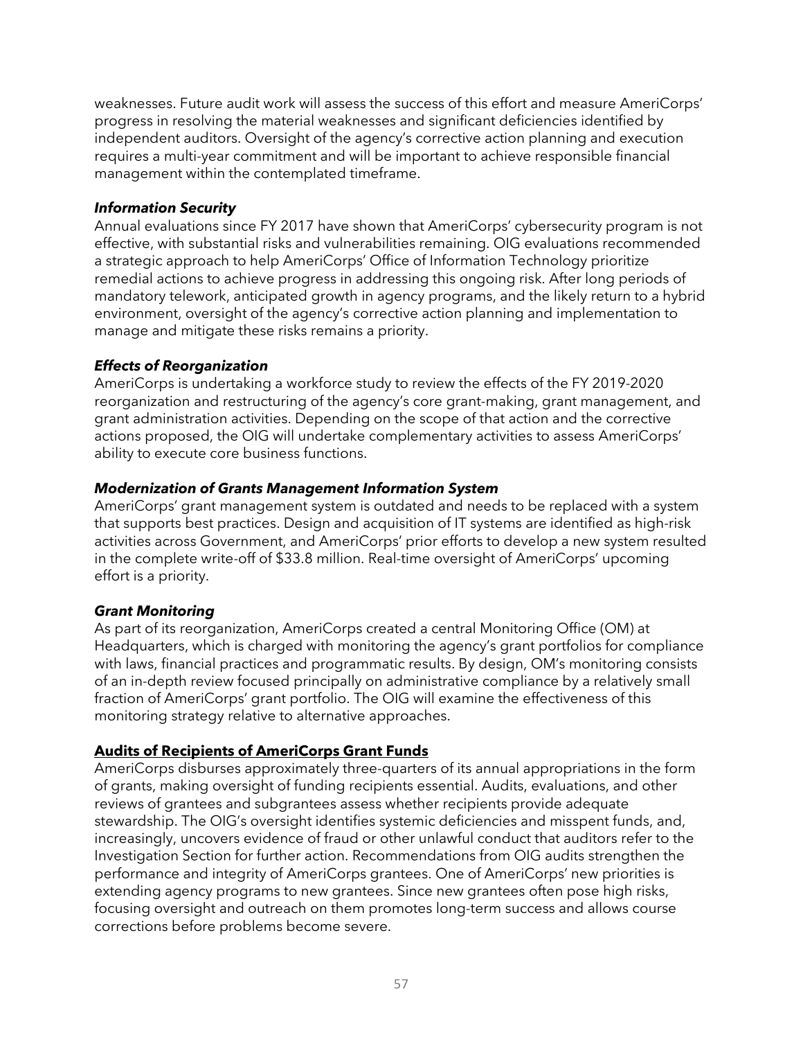weaknesses. Future audit work will assess the success of this effort and measure AmeriCorps' progress in resolving the material weaknesses and significant deficiencies identified by independent auditors. Oversight of the agency's corrective action planning and execution requires a multi-year commitment and will be important to achieve responsible financial management within the contemplated timeframe.

***Information Security***

Annual evaluations since FY 2017 have shown that AmeriCorps' cybersecurity program is not effective, with substantial risks and vulnerabilities remaining. OIG evaluations recommended a strategic approach to help AmeriCorps' Office of Information Technology prioritize remedial actions to achieve progress in addressing this ongoing risk. After long periods of mandatory telework, anticipated growth in agency programs, and the likely return to a hybrid environment, oversight of the agency's corrective action planning and implementation to manage and mitigate these risks remains a priority.

***Effects of Reorganization***

AmeriCorps is undertaking a workforce study to review the effects of the FY 2019-2020 reorganization and restructuring of the agency's core grant-making, grant management, and grant administration activities. Depending on the scope of that action and the corrective actions proposed, the OIG will undertake complementary activities to assess AmeriCorps' ability to execute core business functions.

***Modernization of Grants Management Information System***

AmeriCorps' grant management system is outdated and needs to be replaced with a system that supports best practices. Design and acquisition of IT systems are identified as high-risk activities across Government, and AmeriCorps' prior efforts to develop a new system resulted in the complete write-off of $33.8 million. Real-time oversight of AmeriCorps' upcoming effort is a priority.

***Grant Monitoring***

As part of its reorganization, AmeriCorps created a central Monitoring Office (OM) at Headquarters, which is charged with monitoring the agency's grant portfolios for compliance with laws, financial practices and programmatic results. By design, OM's monitoring consists of an in-depth review focused principally on administrative compliance by a relatively small fraction of AmeriCorps' grant portfolio. The OIG will examine the effectiveness of this monitoring strategy relative to alternative approaches.

**<u>Audits of Recipients of AmeriCorps Grant Funds</u>**

AmeriCorps disburses approximately three-quarters of its annual appropriations in the form of grants, making oversight of funding recipients essential. Audits, evaluations, and other reviews of grantees and subgrantees assess whether recipients provide adequate stewardship. The OIG's oversight identifies systemic deficiencies and misspent funds, and, increasingly, uncovers evidence of fraud or other unlawful conduct that auditors refer to the Investigation Section for further action. Recommendations from OIG audits strengthen the performance and integrity of AmeriCorps grantees. One of AmeriCorps' new priorities is extending agency programs to new grantees. Since new grantees often pose high risks, focusing oversight and outreach on them promotes long-term success and allows course corrections before problems become severe.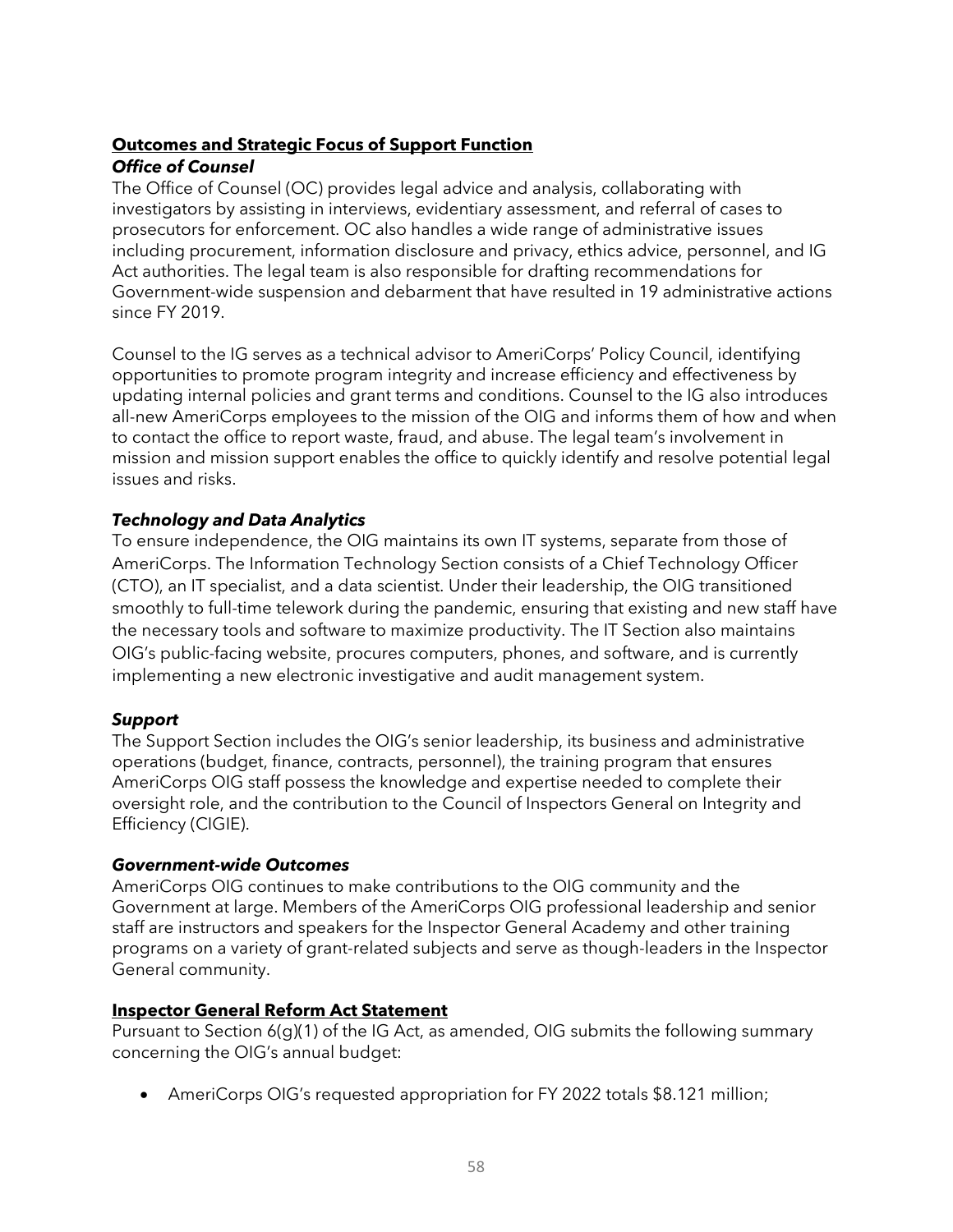## **Outcomes and Strategic Focus of Support Function**

### ***Office of Counsel***

The Office of Counsel (OC) provides legal advice and analysis, collaborating with investigators by assisting in interviews, evidentiary assessment, and referral of cases to prosecutors for enforcement. OC also handles a wide range of administrative issues including procurement, information disclosure and privacy, ethics advice, personnel, and IG Act authorities. The legal team is also responsible for drafting recommendations for Government-wide suspension and debarment that have resulted in 19 administrative actions since FY 2019.

Counsel to the IG serves as a technical advisor to AmeriCorps' Policy Council, identifying opportunities to promote program integrity and increase efficiency and effectiveness by updating internal policies and grant terms and conditions. Counsel to the IG also introduces all-new AmeriCorps employees to the mission of the OIG and informs them of how and when to contact the office to report waste, fraud, and abuse. The legal team's involvement in mission and mission support enables the office to quickly identify and resolve potential legal issues and risks.

### ***Technology and Data Analytics***

To ensure independence, the OIG maintains its own IT systems, separate from those of AmeriCorps. The Information Technology Section consists of a Chief Technology Officer (CTO), an IT specialist, and a data scientist. Under their leadership, the OIG transitioned smoothly to full-time telework during the pandemic, ensuring that existing and new staff have the necessary tools and software to maximize productivity. The IT Section also maintains OIG's public-facing website, procures computers, phones, and software, and is currently implementing a new electronic investigative and audit management system.

### ***Support***

The Support Section includes the OIG's senior leadership, its business and administrative operations (budget, finance, contracts, personnel), the training program that ensures AmeriCorps OIG staff possess the knowledge and expertise needed to complete their oversight role, and the contribution to the Council of Inspectors General on Integrity and Efficiency (CIGIE).

### ***Government-wide Outcomes***

AmeriCorps OIG continues to make contributions to the OIG community and the Government at large. Members of the AmeriCorps OIG professional leadership and senior staff are instructors and speakers for the Inspector General Academy and other training programs on a variety of grant-related subjects and serve as though-leaders in the Inspector General community.

## **Inspector General Reform Act Statement**

Pursuant to Section 6(g)(1) of the IG Act, as amended, OIG submits the following summary concerning the OIG's annual budget:

- AmeriCorps OIG's requested appropriation for FY 2022 totals $8.121 million;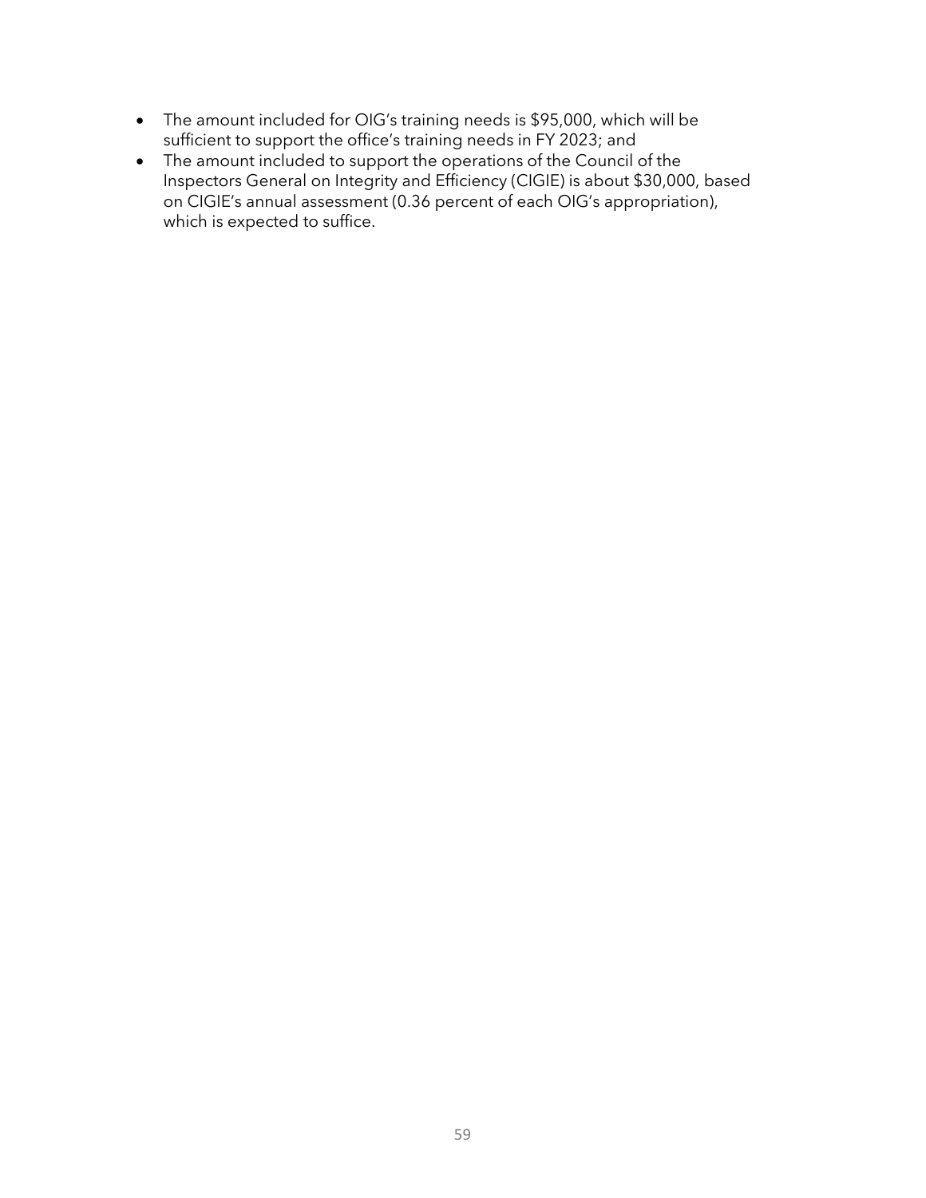- The amount included for OIG's training needs is $95,000, which will be sufficient to support the office's training needs in FY 2023; and
- The amount included to support the operations of the Council of the Inspectors General on Integrity and Efficiency (CIGIE) is about $30,000, based on CIGIE's annual assessment (0.36 percent of each OIG's appropriation), which is expected to suffice.